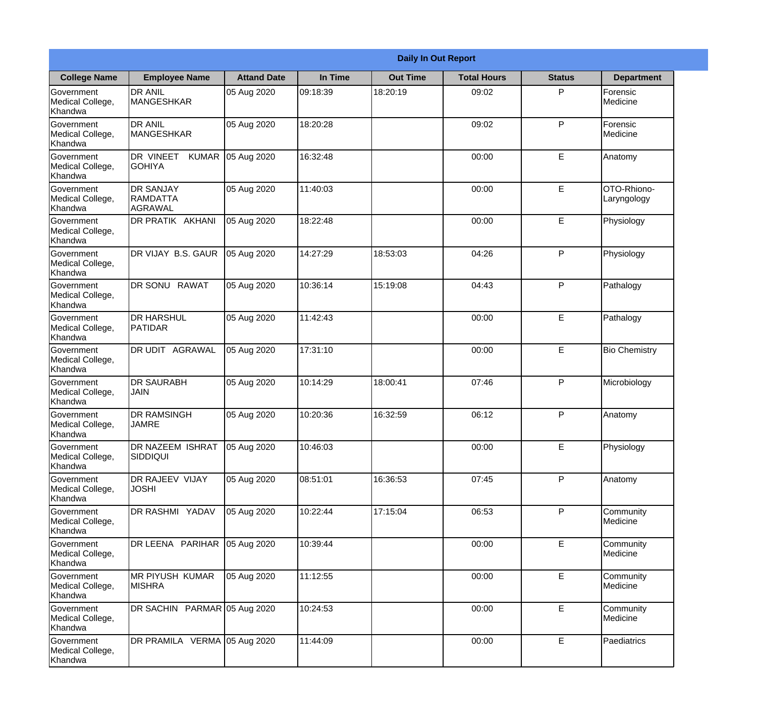# Daily In Out Report

| College Name | Employee Name | Attand Date | In Time | Out Time | Total Hours | Status | Department |
|---|---|---|---|---|---|---|---|
| Government Medical College, Khandwa | DR ANIL MANGESHKAR | 05 Aug 2020 | 09:18:39 | 18:20:19 | 09:02 | P | Forensic Medicine |
| Government Medical College, Khandwa | DR ANIL MANGESHKAR | 05 Aug 2020 | 18:20:28 | | 09:02 | P | Forensic Medicine |
| Government Medical College, Khandwa | DR VINEET KUMAR GOHIYA | 05 Aug 2020 | 16:32:48 | | 00:00 | E | Anatomy |
| Government Medical College, Khandwa | DR SANJAY RAMDATTA AGRAWAL | 05 Aug 2020 | 11:40:03 | | 00:00 | E | OTO-Rhiono-Laryngology |
| Government Medical College, Khandwa | DR PRATIK AKHANI | 05 Aug 2020 | 18:22:48 | | 00:00 | E | Physiology |
| Government Medical College, Khandwa | DR VIJAY B.S. GAUR | 05 Aug 2020 | 14:27:29 | 18:53:03 | 04:26 | P | Physiology |
| Government Medical College, Khandwa | DR SONU RAWAT | 05 Aug 2020 | 10:36:14 | 15:19:08 | 04:43 | P | Pathalogy |
| Government Medical College, Khandwa | DR HARSHUL PATIDAR | 05 Aug 2020 | 11:42:43 | | 00:00 | E | Pathalogy |
| Government Medical College, Khandwa | DR UDIT AGRAWAL | 05 Aug 2020 | 17:31:10 | | 00:00 | E | Bio Chemistry |
| Government Medical College, Khandwa | DR SAURABH JAIN | 05 Aug 2020 | 10:14:29 | 18:00:41 | 07:46 | P | Microbiology |
| Government Medical College, Khandwa | DR RAMSINGH JAMRE | 05 Aug 2020 | 10:20:36 | 16:32:59 | 06:12 | P | Anatomy |
| Government Medical College, Khandwa | DR NAZEEM ISHRAT SIDDIQUI | 05 Aug 2020 | 10:46:03 | | 00:00 | E | Physiology |
| Government Medical College, Khandwa | DR RAJEEV VIJAY JOSHI | 05 Aug 2020 | 08:51:01 | 16:36:53 | 07:45 | P | Anatomy |
| Government Medical College, Khandwa | DR RASHMI YADAV | 05 Aug 2020 | 10:22:44 | 17:15:04 | 06:53 | P | Community Medicine |
| Government Medical College, Khandwa | DR LEENA PARIHAR | 05 Aug 2020 | 10:39:44 | | 00:00 | E | Community Medicine |
| Government Medical College, Khandwa | MR PIYUSH KUMAR MISHRA | 05 Aug 2020 | 11:12:55 | | 00:00 | E | Community Medicine |
| Government Medical College, Khandwa | DR SACHIN PARMAR | 05 Aug 2020 | 10:24:53 | | 00:00 | E | Community Medicine |
| Government Medical College, Khandwa | DR PRAMILA VERMA | 05 Aug 2020 | 11:44:09 | | 00:00 | E | Paediatrics |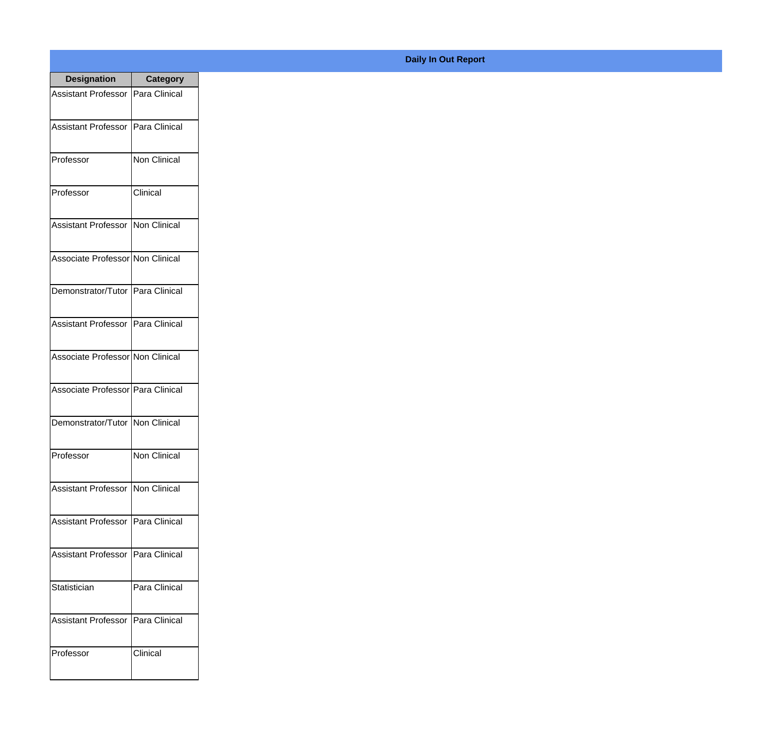**Daily In Out Report**

| Designation | Category |
| --- | --- |
| Assistant Professor | Para Clinical |
| Assistant Professor | Para Clinical |
| Professor | Non Clinical |
| Professor | Clinical |
| Assistant Professor | Non Clinical |
| Associate Professor | Non Clinical |
| Demonstrator/Tutor | Para Clinical |
| Assistant Professor | Para Clinical |
| Associate Professor | Non Clinical |
| Associate Professor | Para Clinical |
| Demonstrator/Tutor | Non Clinical |
| Professor | Non Clinical |
| Assistant Professor | Non Clinical |
| Assistant Professor | Para Clinical |
| Assistant Professor | Para Clinical |
| Statistician | Para Clinical |
| Assistant Professor | Para Clinical |
| Professor | Clinical |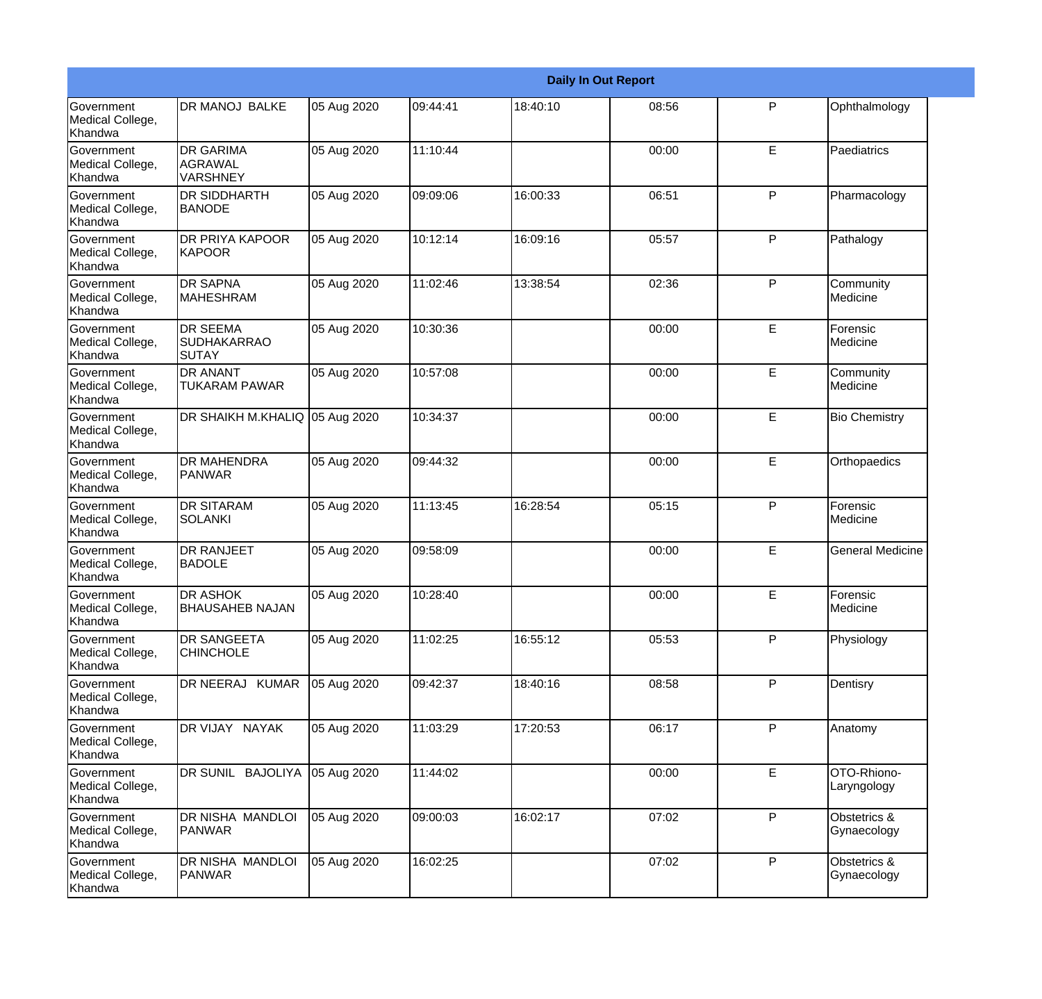| Daily In Out Report | | | | | | | |
|---|---|---|---|---|---|---|---|
| Government Medical College, Khandwa | DR MANOJ BALKE | 05 Aug 2020 | 09:44:41 | 18:40:10 | 08:56 | P | Ophthalmology |
| Government Medical College, Khandwa | DR GARIMA AGRAWAL VARSHNEY | 05 Aug 2020 | 11:10:44 | | 00:00 | E | Paediatrics |
| Government Medical College, Khandwa | DR SIDDHARTH BANODE | 05 Aug 2020 | 09:09:06 | 16:00:33 | 06:51 | P | Pharmacology |
| Government Medical College, Khandwa | DR PRIYA KAPOOR KAPOOR | 05 Aug 2020 | 10:12:14 | 16:09:16 | 05:57 | P | Pathalogy |
| Government Medical College, Khandwa | DR SAPNA MAHESHRAM | 05 Aug 2020 | 11:02:46 | 13:38:54 | 02:36 | P | Community Medicine |
| Government Medical College, Khandwa | DR SEEMA SUDHAKARRAO SUTAY | 05 Aug 2020 | 10:30:36 | | 00:00 | E | Forensic Medicine |
| Government Medical College, Khandwa | DR ANANT TUKARAM PAWAR | 05 Aug 2020 | 10:57:08 | | 00:00 | E | Community Medicine |
| Government Medical College, Khandwa | DR SHAIKH M.KHALIQ | 05 Aug 2020 | 10:34:37 | | 00:00 | E | Bio Chemistry |
| Government Medical College, Khandwa | DR MAHENDRA PANWAR | 05 Aug 2020 | 09:44:32 | | 00:00 | E | Orthopaedics |
| Government Medical College, Khandwa | DR SITARAM SOLANKI | 05 Aug 2020 | 11:13:45 | 16:28:54 | 05:15 | P | Forensic Medicine |
| Government Medical College, Khandwa | DR RANJEET BADOLE | 05 Aug 2020 | 09:58:09 | | 00:00 | E | General Medicine |
| Government Medical College, Khandwa | DR ASHOK BHAUSAHEB NAJAN | 05 Aug 2020 | 10:28:40 | | 00:00 | E | Forensic Medicine |
| Government Medical College, Khandwa | DR SANGEETA CHINCHOLE | 05 Aug 2020 | 11:02:25 | 16:55:12 | 05:53 | P | Physiology |
| Government Medical College, Khandwa | DR NEERAJ KUMAR | 05 Aug 2020 | 09:42:37 | 18:40:16 | 08:58 | P | Dentisry |
| Government Medical College, Khandwa | DR VIJAY NAYAK | 05 Aug 2020 | 11:03:29 | 17:20:53 | 06:17 | P | Anatomy |
| Government Medical College, Khandwa | DR SUNIL BAJOLIYA | 05 Aug 2020 | 11:44:02 | | 00:00 | E | OTO-Rhiono-Laryngology |
| Government Medical College, Khandwa | DR NISHA MANDLOI PANWAR | 05 Aug 2020 | 09:00:03 | 16:02:17 | 07:02 | P | Obstetrics & Gynaecology |
| Government Medical College, Khandwa | DR NISHA MANDLOI PANWAR | 05 Aug 2020 | 16:02:25 | | 07:02 | P | Obstetrics & Gynaecology |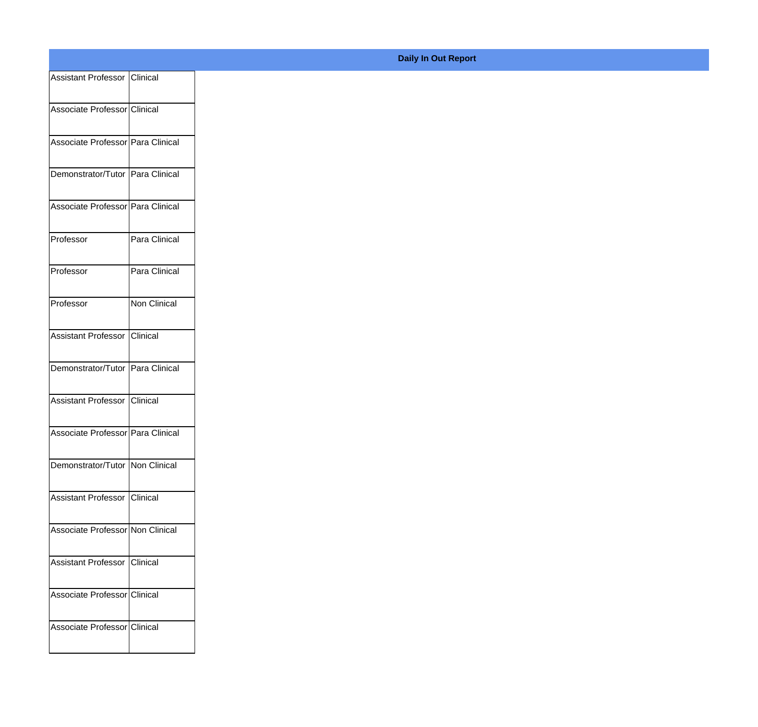**Daily In Out Report**

| | |
|---|---|
| Assistant Professor | Clinical |
| Associate Professor | Clinical |
| Associate Professor | Para Clinical |
| Demonstrator/Tutor | Para Clinical |
| Associate Professor | Para Clinical |
| Professor | Para Clinical |
| Professor | Para Clinical |
| Professor | Non Clinical |
| Assistant Professor | Clinical |
| Demonstrator/Tutor | Para Clinical |
| Assistant Professor | Clinical |
| Associate Professor | Para Clinical |
| Demonstrator/Tutor | Non Clinical |
| Assistant Professor | Clinical |
| Associate Professor | Non Clinical |
| Assistant Professor | Clinical |
| Associate Professor | Clinical |
| Associate Professor | Clinical |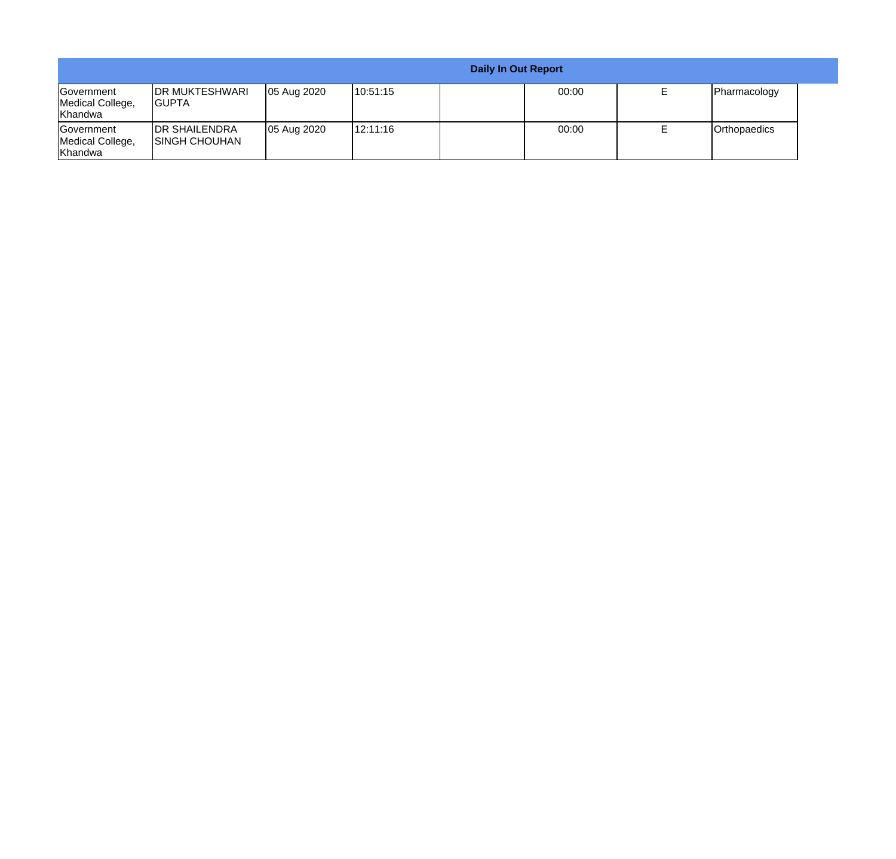| Daily In Out Report | | | | | | | |
|---|---|---|---|---|---|---|---|
| Government Medical College, Khandwa | DR MUKTESHWARI GUPTA | 05 Aug 2020 | 10:51:15 | | 00:00 | E | Pharmacology |
| Government Medical College, Khandwa | DR SHAILENDRA SINGH CHOUHAN | 05 Aug 2020 | 12:11:16 | | 00:00 | E | Orthopaedics |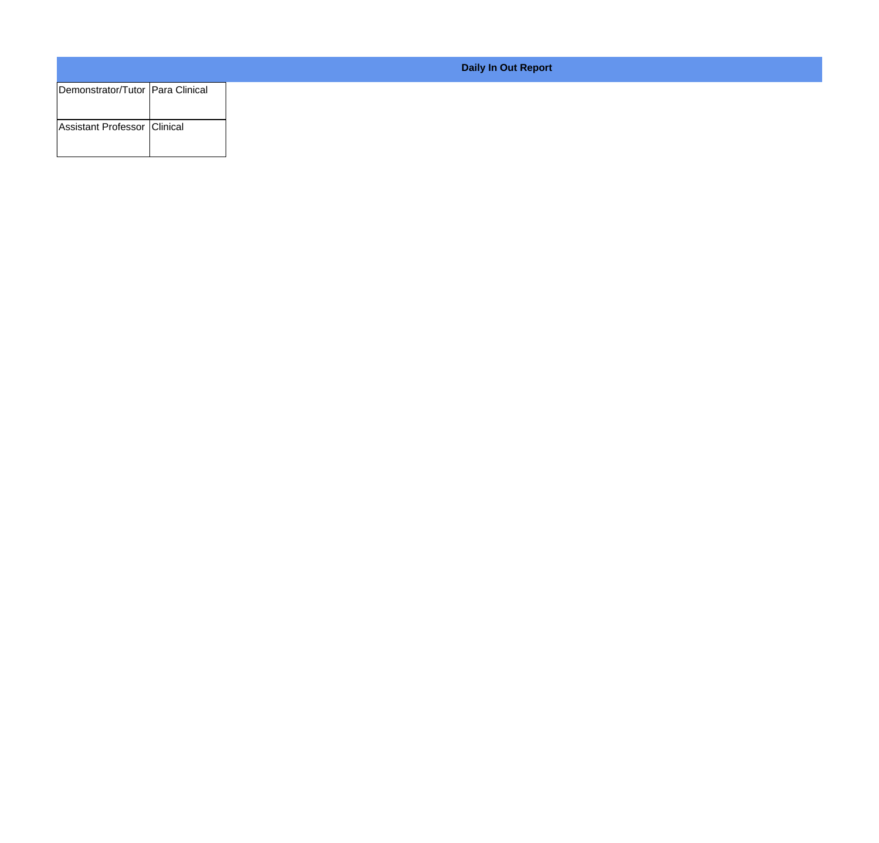**Daily In Out Report**

| | |
|---|---|
| Demonstrator/Tutor | Para Clinical |
| Assistant Professor | Clinical |